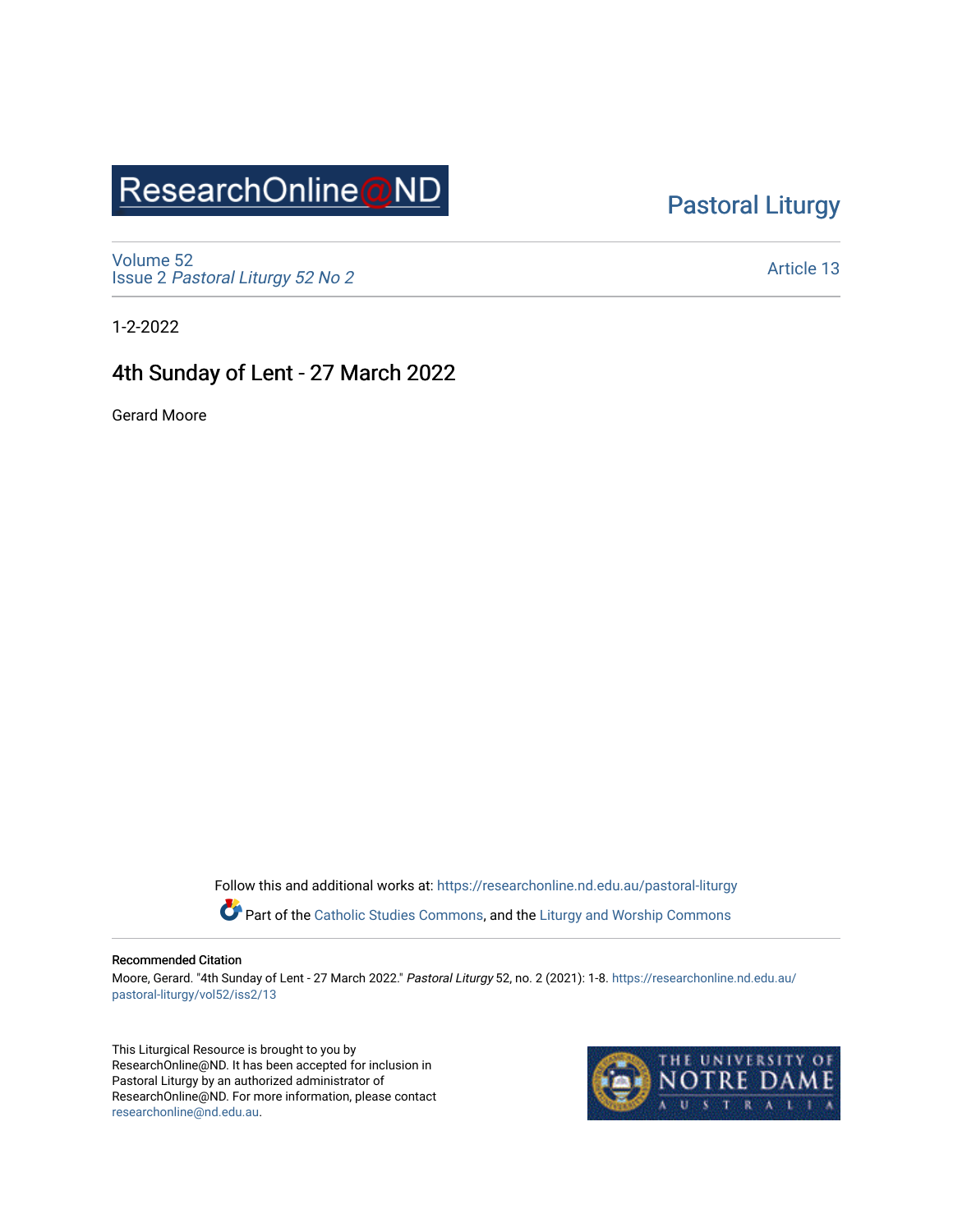ResearchOnline@ND

Pastoral Liturgy

Volume 52
Issue 2 *Pastoral Liturgy 52 No 2*

Article 13

1-2-2022

# 4th Sunday of Lent - 27 March 2022

Gerard Moore

Follow this and additional works at: https://researchonline.nd.edu.au/pastoral-liturgy

Part of the Catholic Studies Commons, and the Liturgy and Worship Commons

**Recommended Citation**

Moore, Gerard. "4th Sunday of Lent - 27 March 2022." *Pastoral Liturgy* 52, no. 2 (2021): 1-8. https://researchonline.nd.edu.au/pastoral-liturgy/vol52/iss2/13

This Liturgical Resource is brought to you by ResearchOnline@ND. It has been accepted for inclusion in Pastoral Liturgy by an authorized administrator of ResearchOnline@ND. For more information, please contact researchonline@nd.edu.au.

THE UNIVERSITY OF NOTRE DAME AUSTRALIA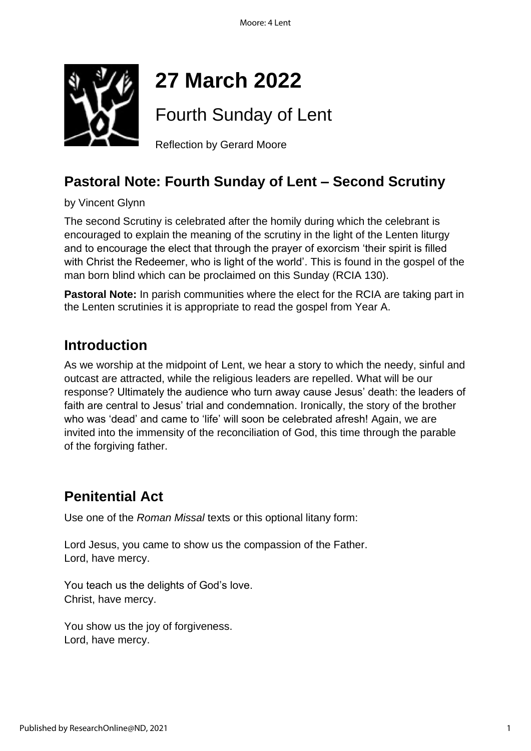# 27 March 2022

## Fourth Sunday of Lent

Reflection by Gerard Moore

## Pastoral Note: Fourth Sunday of Lent – Second Scrutiny

by Vincent Glynn

The second Scrutiny is celebrated after the homily during which the celebrant is encouraged to explain the meaning of the scrutiny in the light of the Lenten liturgy and to encourage the elect that through the prayer of exorcism 'their spirit is filled with Christ the Redeemer, who is light of the world'. This is found in the gospel of the man born blind which can be proclaimed on this Sunday (RCIA 130).

**Pastoral Note:** In parish communities where the elect for the RCIA are taking part in the Lenten scrutinies it is appropriate to read the gospel from Year A.

## Introduction

As we worship at the midpoint of Lent, we hear a story to which the needy, sinful and outcast are attracted, while the religious leaders are repelled. What will be our response? Ultimately the audience who turn away cause Jesus' death: the leaders of faith are central to Jesus' trial and condemnation. Ironically, the story of the brother who was 'dead' and came to 'life' will soon be celebrated afresh! Again, we are invited into the immensity of the reconciliation of God, this time through the parable of the forgiving father.

## Penitential Act

Use one of the *Roman Missal* texts or this optional litany form:

Lord Jesus, you came to show us the compassion of the Father.
Lord, have mercy.

You teach us the delights of God's love.
Christ, have mercy.

You show us the joy of forgiveness.
Lord, have mercy.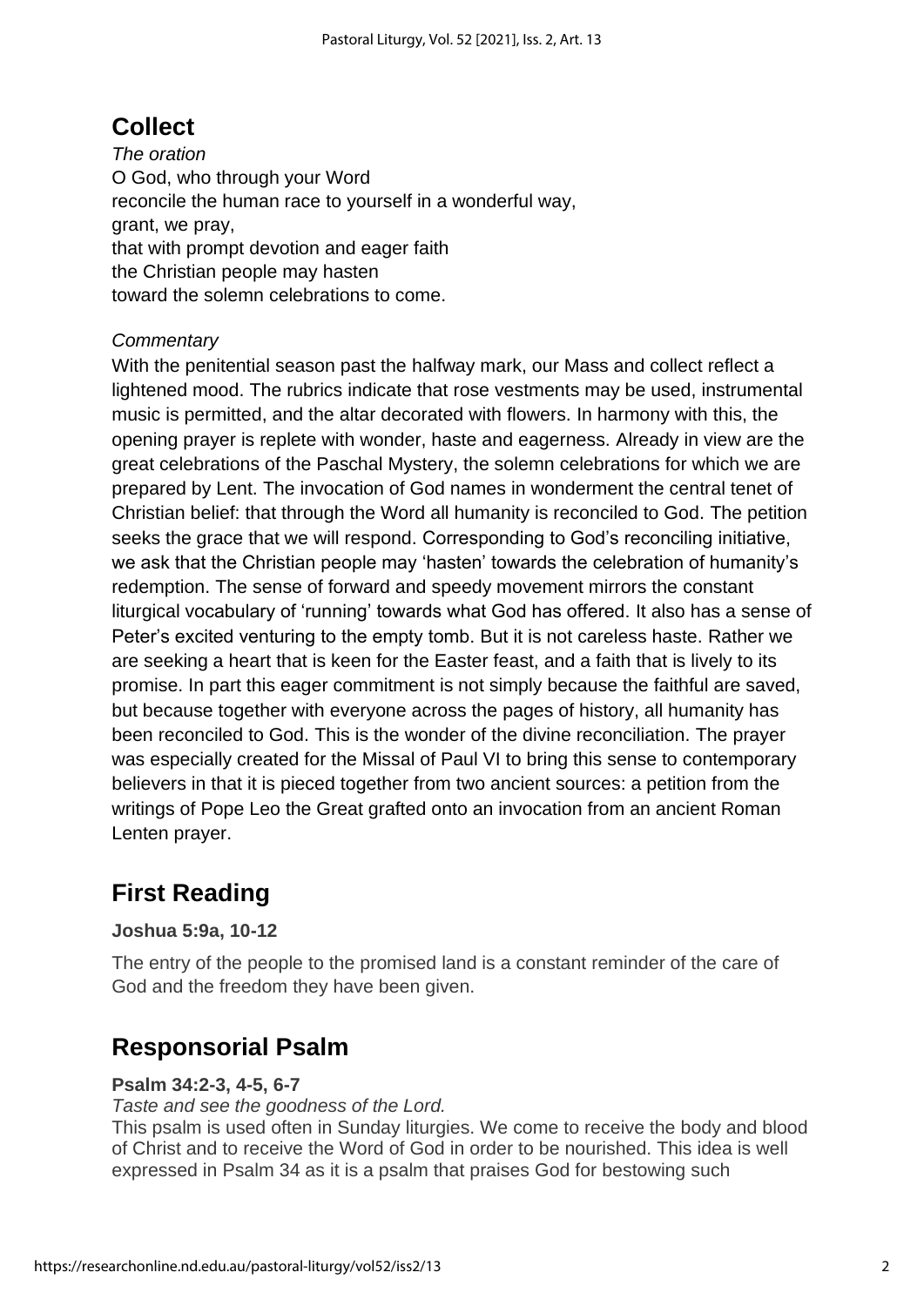## Collect

*The oration*
O God, who through your Word
reconcile the human race to yourself in a wonderful way,
grant, we pray,
that with prompt devotion and eager faith
the Christian people may hasten
toward the solemn celebrations to come.

*Commentary*
With the penitential season past the halfway mark, our Mass and collect reflect a lightened mood. The rubrics indicate that rose vestments may be used, instrumental music is permitted, and the altar decorated with flowers. In harmony with this, the opening prayer is replete with wonder, haste and eagerness. Already in view are the great celebrations of the Paschal Mystery, the solemn celebrations for which we are prepared by Lent. The invocation of God names in wonderment the central tenet of Christian belief: that through the Word all humanity is reconciled to God. The petition seeks the grace that we will respond. Corresponding to God's reconciling initiative, we ask that the Christian people may 'hasten' towards the celebration of humanity's redemption. The sense of forward and speedy movement mirrors the constant liturgical vocabulary of 'running' towards what God has offered. It also has a sense of Peter's excited venturing to the empty tomb. But it is not careless haste. Rather we are seeking a heart that is keen for the Easter feast, and a faith that is lively to its promise. In part this eager commitment is not simply because the faithful are saved, but because together with everyone across the pages of history, all humanity has been reconciled to God. This is the wonder of the divine reconciliation. The prayer was especially created for the Missal of Paul VI to bring this sense to contemporary believers in that it is pieced together from two ancient sources: a petition from the writings of Pope Leo the Great grafted onto an invocation from an ancient Roman Lenten prayer.

## First Reading

**Joshua 5:9a, 10-12**

The entry of the people to the promised land is a constant reminder of the care of God and the freedom they have been given.

## Responsorial Psalm

**Psalm 34:2-3, 4-5, 6-7**
*Taste and see the goodness of the Lord.*
This psalm is used often in Sunday liturgies. We come to receive the body and blood of Christ and to receive the Word of God in order to be nourished. This idea is well expressed in Psalm 34 as it is a psalm that praises God for bestowing such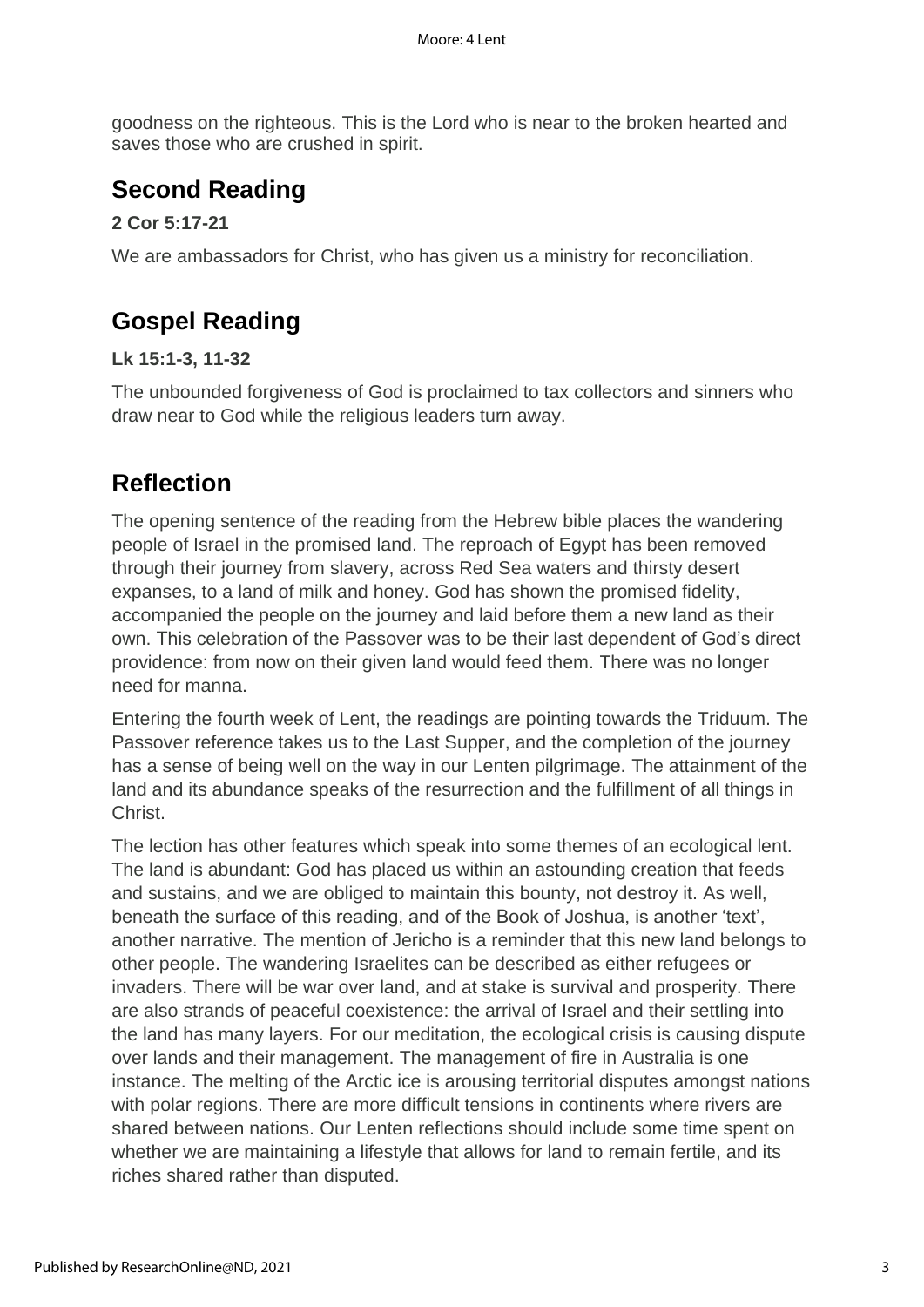goodness on the righteous. This is the Lord who is near to the broken hearted and saves those who are crushed in spirit.

## Second Reading

**2 Cor 5:17-21**

We are ambassadors for Christ, who has given us a ministry for reconciliation.

## Gospel Reading

**Lk 15:1-3, 11-32**

The unbounded forgiveness of God is proclaimed to tax collectors and sinners who draw near to God while the religious leaders turn away.

## Reflection

The opening sentence of the reading from the Hebrew bible places the wandering people of Israel in the promised land. The reproach of Egypt has been removed through their journey from slavery, across Red Sea waters and thirsty desert expanses, to a land of milk and honey. God has shown the promised fidelity, accompanied the people on the journey and laid before them a new land as their own. This celebration of the Passover was to be their last dependent of God's direct providence: from now on their given land would feed them. There was no longer need for manna.

Entering the fourth week of Lent, the readings are pointing towards the Triduum. The Passover reference takes us to the Last Supper, and the completion of the journey has a sense of being well on the way in our Lenten pilgrimage. The attainment of the land and its abundance speaks of the resurrection and the fulfillment of all things in Christ.

The lection has other features which speak into some themes of an ecological lent. The land is abundant: God has placed us within an astounding creation that feeds and sustains, and we are obliged to maintain this bounty, not destroy it. As well, beneath the surface of this reading, and of the Book of Joshua, is another 'text', another narrative. The mention of Jericho is a reminder that this new land belongs to other people. The wandering Israelites can be described as either refugees or invaders. There will be war over land, and at stake is survival and prosperity. There are also strands of peaceful coexistence: the arrival of Israel and their settling into the land has many layers. For our meditation, the ecological crisis is causing dispute over lands and their management. The management of fire in Australia is one instance. The melting of the Arctic ice is arousing territorial disputes amongst nations with polar regions. There are more difficult tensions in continents where rivers are shared between nations. Our Lenten reflections should include some time spent on whether we are maintaining a lifestyle that allows for land to remain fertile, and its riches shared rather than disputed.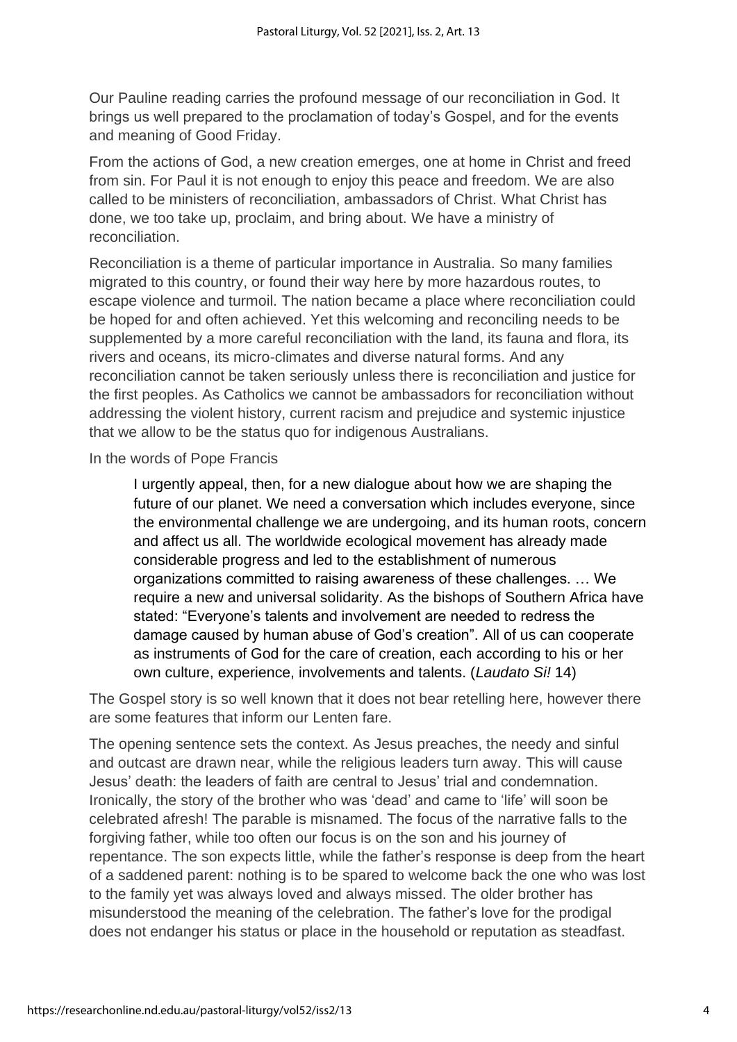Our Pauline reading carries the profound message of our reconciliation in God. It brings us well prepared to the proclamation of today's Gospel, and for the events and meaning of Good Friday.

From the actions of God, a new creation emerges, one at home in Christ and freed from sin. For Paul it is not enough to enjoy this peace and freedom. We are also called to be ministers of reconciliation, ambassadors of Christ. What Christ has done, we too take up, proclaim, and bring about. We have a ministry of reconciliation.

Reconciliation is a theme of particular importance in Australia. So many families migrated to this country, or found their way here by more hazardous routes, to escape violence and turmoil. The nation became a place where reconciliation could be hoped for and often achieved. Yet this welcoming and reconciling needs to be supplemented by a more careful reconciliation with the land, its fauna and flora, its rivers and oceans, its micro-climates and diverse natural forms. And any reconciliation cannot be taken seriously unless there is reconciliation and justice for the first peoples. As Catholics we cannot be ambassadors for reconciliation without addressing the violent history, current racism and prejudice and systemic injustice that we allow to be the status quo for indigenous Australians.

In the words of Pope Francis

> I urgently appeal, then, for a new dialogue about how we are shaping the future of our planet. We need a conversation which includes everyone, since the environmental challenge we are undergoing, and its human roots, concern and affect us all. The worldwide ecological movement has already made considerable progress and led to the establishment of numerous organizations committed to raising awareness of these challenges. … We require a new and universal solidarity. As the bishops of Southern Africa have stated: "Everyone's talents and involvement are needed to redress the damage caused by human abuse of God's creation". All of us can cooperate as instruments of God for the care of creation, each according to his or her own culture, experience, involvements and talents. (*Laudato Si!* 14)

The Gospel story is so well known that it does not bear retelling here, however there are some features that inform our Lenten fare.

The opening sentence sets the context. As Jesus preaches, the needy and sinful and outcast are drawn near, while the religious leaders turn away. This will cause Jesus' death: the leaders of faith are central to Jesus' trial and condemnation. Ironically, the story of the brother who was 'dead' and came to 'life' will soon be celebrated afresh! The parable is misnamed. The focus of the narrative falls to the forgiving father, while too often our focus is on the son and his journey of repentance. The son expects little, while the father's response is deep from the heart of a saddened parent: nothing is to be spared to welcome back the one who was lost to the family yet was always loved and always missed. The older brother has misunderstood the meaning of the celebration. The father's love for the prodigal does not endanger his status or place in the household or reputation as steadfast.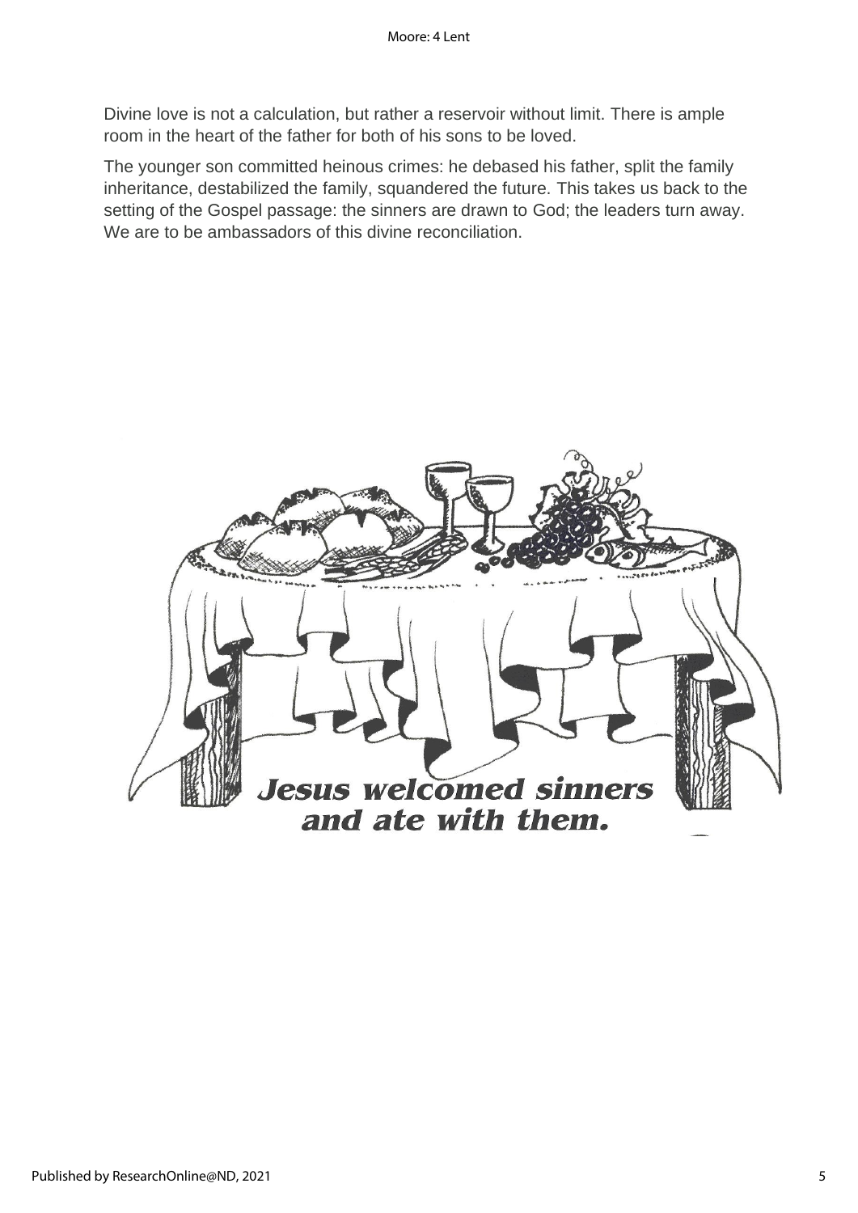Divine love is not a calculation, but rather a reservoir without limit. There is ample room in the heart of the father for both of his sons to be loved.

The younger son committed heinous crimes: he debased his father, split the family inheritance, destabilized the family, squandered the future. This takes us back to the setting of the Gospel passage: the sinners are drawn to God; the leaders turn away. We are to be ambassadors of this divine reconciliation.

***Jesus welcomed sinners and ate with them.***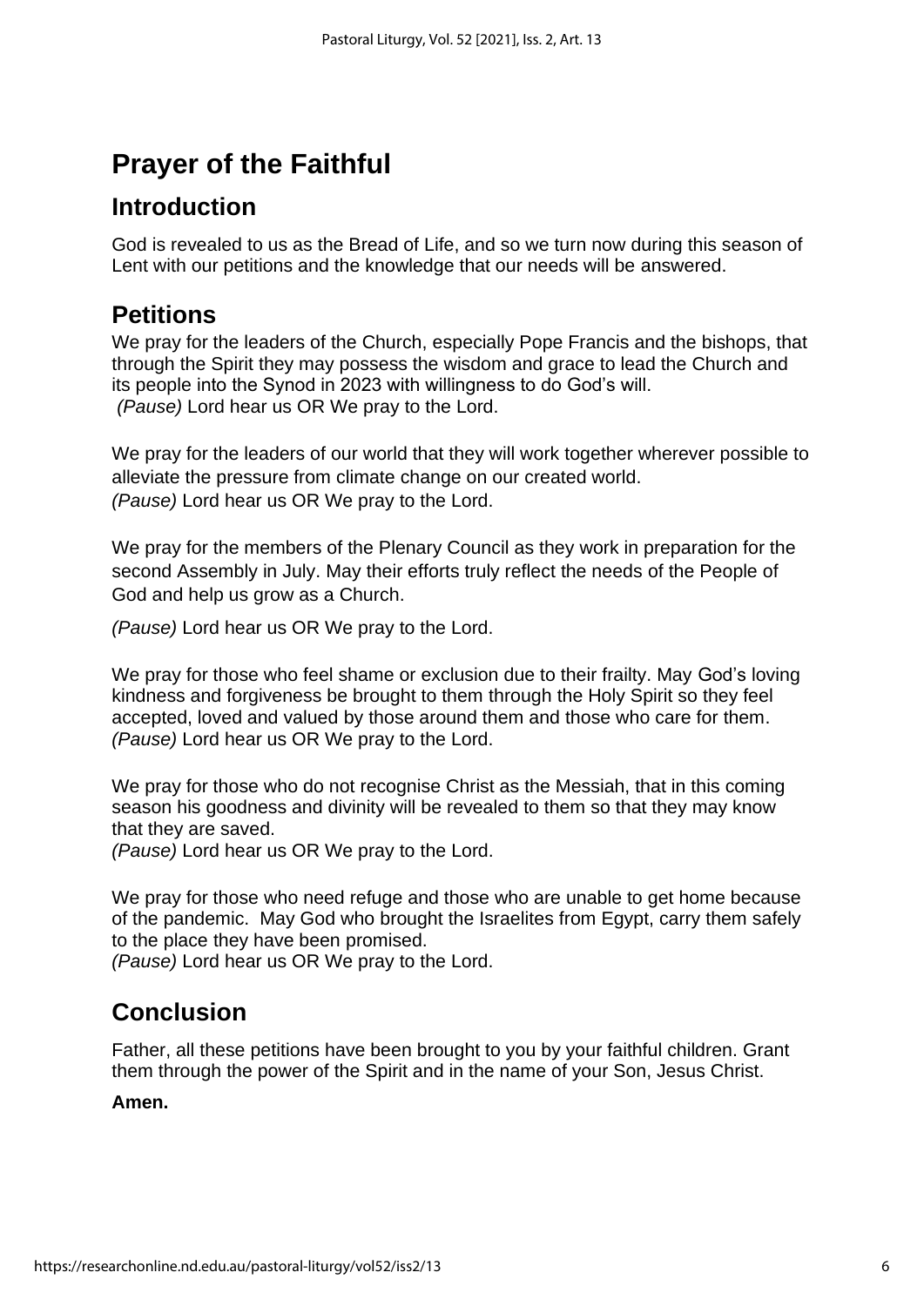# Prayer of the Faithful

## Introduction

God is revealed to us as the Bread of Life, and so we turn now during this season of Lent with our petitions and the knowledge that our needs will be answered.

## Petitions

We pray for the leaders of the Church, especially Pope Francis and the bishops, that through the Spirit they may possess the wisdom and grace to lead the Church and its people into the Synod in 2023 with willingness to do God's will.
*(Pause)* Lord hear us OR We pray to the Lord.

We pray for the leaders of our world that they will work together wherever possible to alleviate the pressure from climate change on our created world.
*(Pause)* Lord hear us OR We pray to the Lord.

We pray for the members of the Plenary Council as they work in preparation for the second Assembly in July. May their efforts truly reflect the needs of the People of God and help us grow as a Church.

*(Pause)* Lord hear us OR We pray to the Lord.

We pray for those who feel shame or exclusion due to their frailty. May God's loving kindness and forgiveness be brought to them through the Holy Spirit so they feel accepted, loved and valued by those around them and those who care for them.
*(Pause)* Lord hear us OR We pray to the Lord.

We pray for those who do not recognise Christ as the Messiah, that in this coming season his goodness and divinity will be revealed to them so that they may know that they are saved.
*(Pause)* Lord hear us OR We pray to the Lord.

We pray for those who need refuge and those who are unable to get home because of the pandemic. May God who brought the Israelites from Egypt, carry them safely to the place they have been promised.
*(Pause)* Lord hear us OR We pray to the Lord.

## Conclusion

Father, all these petitions have been brought to you by your faithful children. Grant them through the power of the Spirit and in the name of your Son, Jesus Christ.

**Amen.**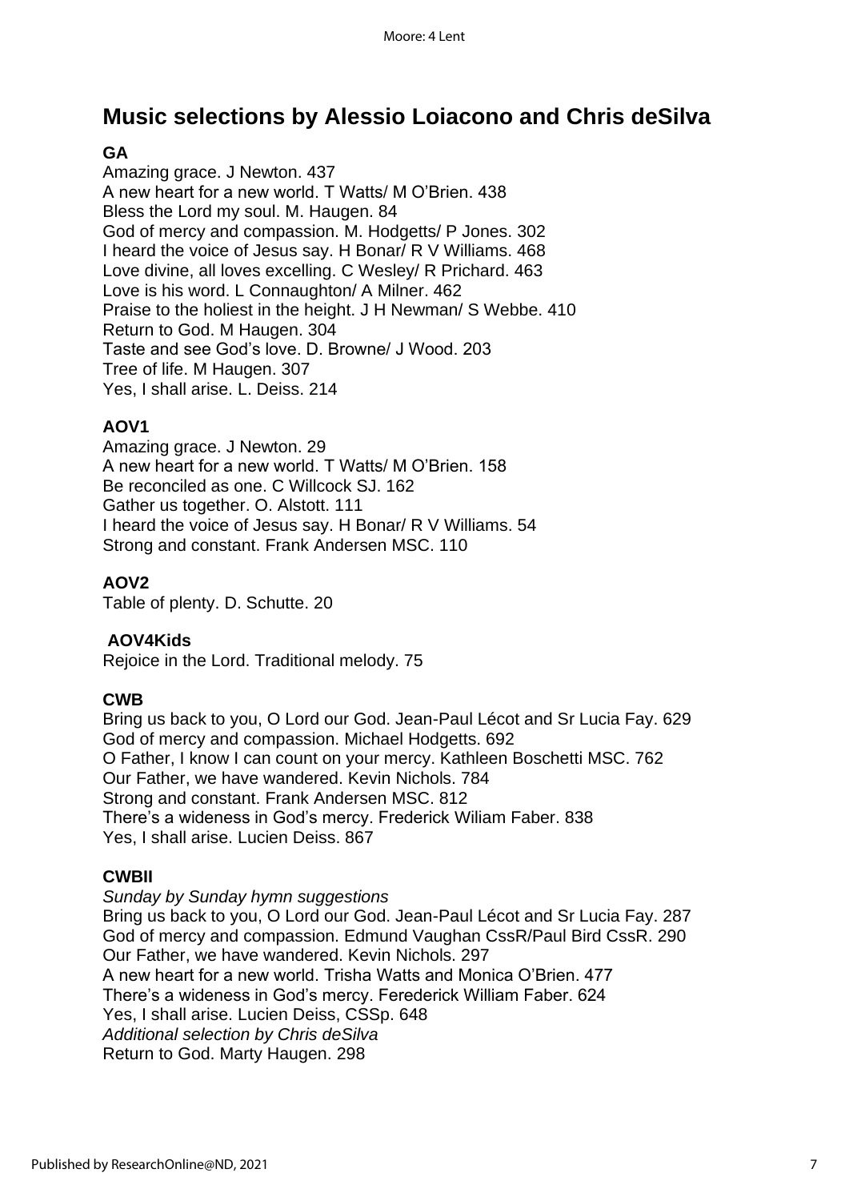# Music selections by Alessio Loiacono and Chris deSilva

**GA**

Amazing grace. J Newton. 437
A new heart for a new world. T Watts/ M O'Brien. 438
Bless the Lord my soul. M. Haugen. 84
God of mercy and compassion. M. Hodgetts/ P Jones. 302
I heard the voice of Jesus say. H Bonar/ R V Williams. 468
Love divine, all loves excelling. C Wesley/ R Prichard. 463
Love is his word. L Connaughton/ A Milner. 462
Praise to the holiest in the height. J H Newman/ S Webbe. 410
Return to God. M Haugen. 304
Taste and see God's love. D. Browne/ J Wood. 203
Tree of life. M Haugen. 307
Yes, I shall arise. L. Deiss. 214

**AOV1**

Amazing grace. J Newton. 29
A new heart for a new world. T Watts/ M O'Brien. 158
Be reconciled as one. C Willcock SJ. 162
Gather us together. O. Alstott. 111
I heard the voice of Jesus say. H Bonar/ R V Williams. 54
Strong and constant. Frank Andersen MSC. 110

**AOV2**

Table of plenty. D. Schutte. 20

**AOV4Kids**

Rejoice in the Lord. Traditional melody. 75

**CWB**

Bring us back to you, O Lord our God. Jean-Paul Lécot and Sr Lucia Fay. 629
God of mercy and compassion. Michael Hodgetts. 692
O Father, I know I can count on your mercy. Kathleen Boschetti MSC. 762
Our Father, we have wandered. Kevin Nichols. 784
Strong and constant. Frank Andersen MSC. 812
There's a wideness in God's mercy. Frederick Wiliam Faber. 838
Yes, I shall arise. Lucien Deiss. 867

**CWBII**

*Sunday by Sunday hymn suggestions*
Bring us back to you, O Lord our God. Jean-Paul Lécot and Sr Lucia Fay. 287
God of mercy and compassion. Edmund Vaughan CssR/Paul Bird CssR. 290
Our Father, we have wandered. Kevin Nichols. 297
A new heart for a new world. Trisha Watts and Monica O'Brien. 477
There's a wideness in God's mercy. Ferederick William Faber. 624
Yes, I shall arise. Lucien Deiss, CSSp. 648
*Additional selection by Chris deSilva*
Return to God. Marty Haugen. 298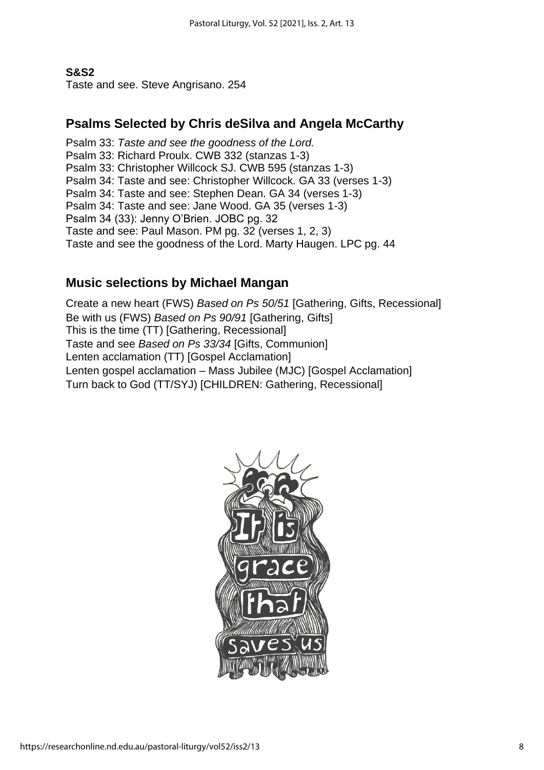**S&S2**
Taste and see. Steve Angrisano. 254

## Psalms Selected by Chris deSilva and Angela McCarthy

Psalm 33: *Taste and see the goodness of the Lord.*
Psalm 33: Richard Proulx. CWB 332 (stanzas 1-3)
Psalm 33: Christopher Willcock SJ. CWB 595 (stanzas 1-3)
Psalm 34: Taste and see: Christopher Willcock. GA 33 (verses 1-3)
Psalm 34: Taste and see: Stephen Dean. GA 34 (verses 1-3)
Psalm 34: Taste and see: Jane Wood. GA 35 (verses 1-3)
Psalm 34 (33): Jenny O'Brien. JOBC pg. 32
Taste and see: Paul Mason. PM pg. 32 (verses 1, 2, 3)
Taste and see the goodness of the Lord. Marty Haugen. LPC pg. 44

## Music selections by Michael Mangan

Create a new heart (FWS) *Based on Ps 50/51* [Gathering, Gifts, Recessional]
Be with us (FWS) *Based on Ps 90/91* [Gathering, Gifts]
This is the time (TT) [Gathering, Recessional]
Taste and see *Based on Ps 33/34* [Gifts, Communion]
Lenten acclamation (TT) [Gospel Acclamation]
Lenten gospel acclamation – Mass Jubilee (MJC) [Gospel Acclamation]
Turn back to God (TT/SYJ) [CHILDREN: Gathering, Recessional]

It is grace that saves us